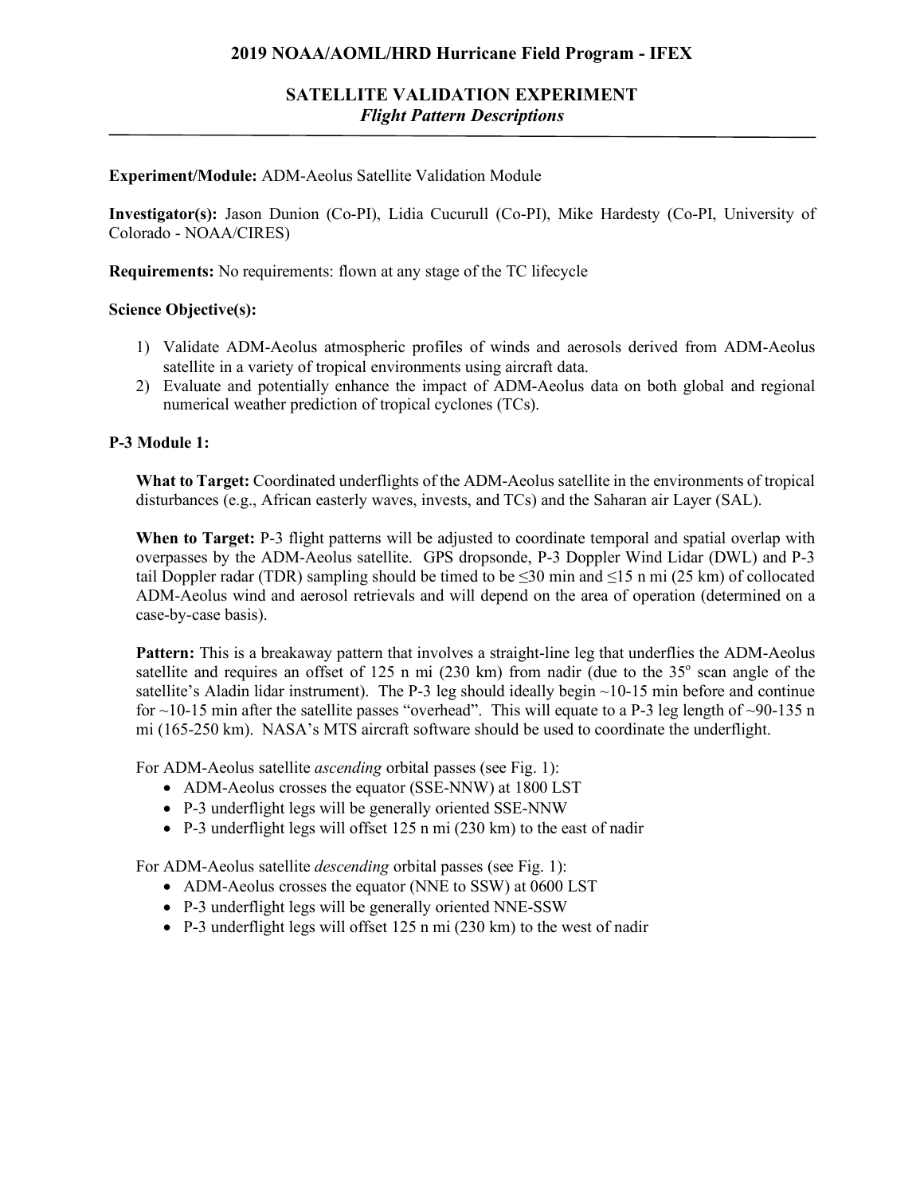# 2019 NOAA/AOML/HRD Hurricane Field Program - IFEX

## SATELLITE VALIDATION EXPERIMENT

### *Flight Pattern Descriptions*

**Experiment/Module:** ADM-Aeolus Satellite Validation Module

**Investigator(s):** Jason Dunion (Co-PI), Lidia Cucurull (Co-PI), Mike Hardesty (Co-PI, University of Colorado - NOAA/CIRES)

**Requirements:** No requirements: flown at any stage of the TC lifecycle

**Science Objective(s):**

1) Validate ADM-Aeolus atmospheric profiles of winds and aerosols derived from ADM-Aeolus satellite in a variety of tropical environments using aircraft data.
2) Evaluate and potentially enhance the impact of ADM-Aeolus data on both global and regional numerical weather prediction of tropical cyclones (TCs).

**P-3 Module 1:**

**What to Target:** Coordinated underflights of the ADM-Aeolus satellite in the environments of tropical disturbances (e.g., African easterly waves, invests, and TCs) and the Saharan air Layer (SAL).

**When to Target:** P-3 flight patterns will be adjusted to coordinate temporal and spatial overlap with overpasses by the ADM-Aeolus satellite. GPS dropsonde, P-3 Doppler Wind Lidar (DWL) and P-3 tail Doppler radar (TDR) sampling should be timed to be ≤30 min and ≤15 n mi (25 km) of collocated ADM-Aeolus wind and aerosol retrievals and will depend on the area of operation (determined on a case-by-case basis).

**Pattern:** This is a breakaway pattern that involves a straight-line leg that underflies the ADM-Aeolus satellite and requires an offset of 125 n mi (230 km) from nadir (due to the 35° scan angle of the satellite's Aladin lidar instrument). The P-3 leg should ideally begin ~10-15 min before and continue for ~10-15 min after the satellite passes "overhead". This will equate to a P-3 leg length of ~90-135 n mi (165-250 km). NASA's MTS aircraft software should be used to coordinate the underflight.

For ADM-Aeolus satellite *ascending* orbital passes (see Fig. 1):

- ADM-Aeolus crosses the equator (SSE-NNW) at 1800 LST
- P-3 underflight legs will be generally oriented SSE-NNW
- P-3 underflight legs will offset 125 n mi (230 km) to the east of nadir

For ADM-Aeolus satellite *descending* orbital passes (see Fig. 1):

- ADM-Aeolus crosses the equator (NNE to SSW) at 0600 LST
- P-3 underflight legs will be generally oriented NNE-SSW
- P-3 underflight legs will offset 125 n mi (230 km) to the west of nadir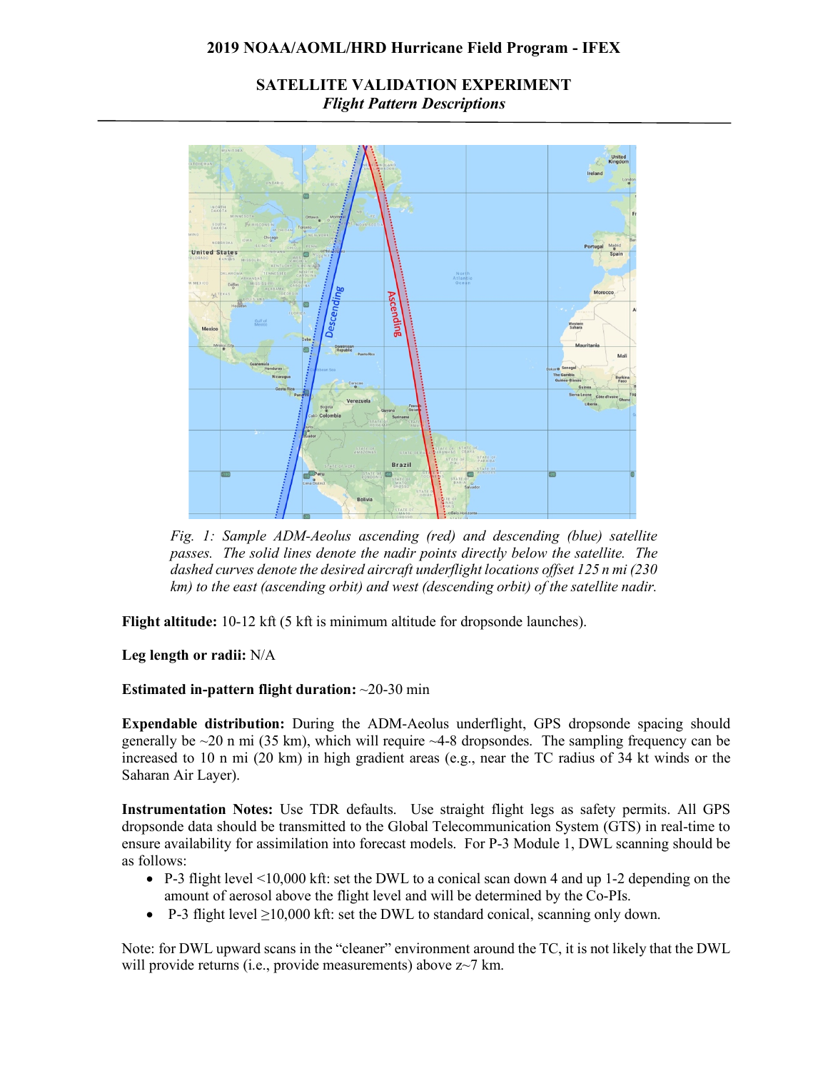## SATELLITE VALIDATION EXPERIMENT

*Flight Pattern Descriptions*

*Fig. 1: Sample ADM-Aeolus ascending (red) and descending (blue) satellite passes. The solid lines denote the nadir points directly below the satellite. The dashed curves denote the desired aircraft underflight locations offset 125 n mi (230 km) to the east (ascending orbit) and west (descending orbit) of the satellite nadir.*

**Flight altitude:** 10-12 kft (5 kft is minimum altitude for dropsonde launches).

**Leg length or radii:** N/A

**Estimated in-pattern flight duration:** ~20-30 min

**Expendable distribution:** During the ADM-Aeolus underflight, GPS dropsonde spacing should generally be ~20 n mi (35 km), which will require ~4-8 dropsondes. The sampling frequency can be increased to 10 n mi (20 km) in high gradient areas (e.g., near the TC radius of 34 kt winds or the Saharan Air Layer).

**Instrumentation Notes:** Use TDR defaults. Use straight flight legs as safety permits. All GPS dropsonde data should be transmitted to the Global Telecommunication System (GTS) in real-time to ensure availability for assimilation into forecast models. For P-3 Module 1, DWL scanning should be as follows:

- P-3 flight level <10,000 kft: set the DWL to a conical scan down 4 and up 1-2 depending on the amount of aerosol above the flight level and will be determined by the Co-PIs.
- P-3 flight level ≥10,000 kft: set the DWL to standard conical, scanning only down.

Note: for DWL upward scans in the "cleaner" environment around the TC, it is not likely that the DWL will provide returns (i.e., provide measurements) above z~7 km.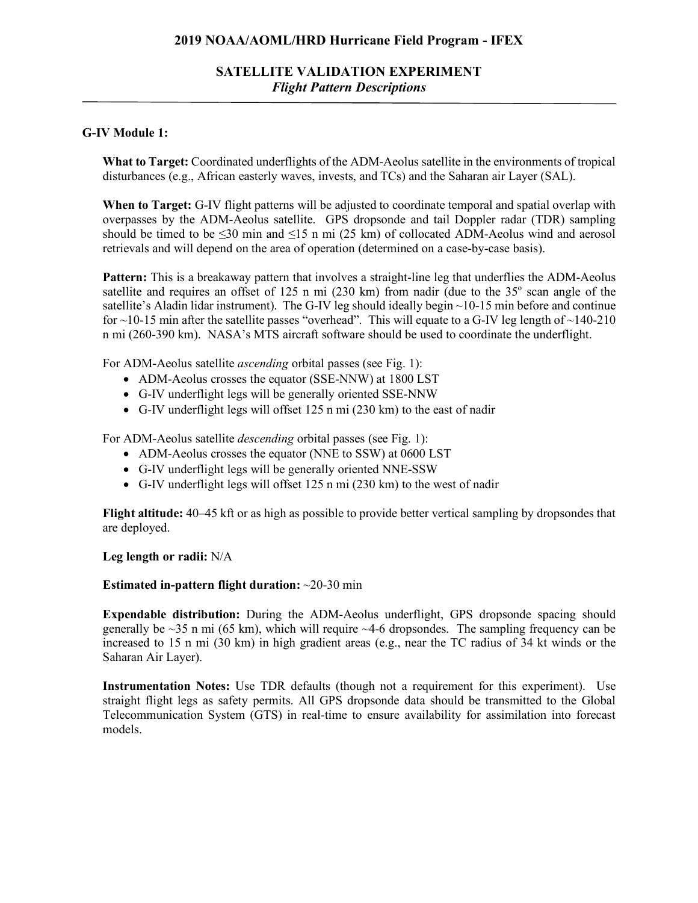# 2019 NOAA/AOML/HRD Hurricane Field Program - IFEX

## SATELLITE VALIDATION EXPERIMENT

*Flight Pattern Descriptions*

### G-IV Module 1:

**What to Target:** Coordinated underflights of the ADM-Aeolus satellite in the environments of tropical disturbances (e.g., African easterly waves, invests, and TCs) and the Saharan air Layer (SAL).

**When to Target:** G-IV flight patterns will be adjusted to coordinate temporal and spatial overlap with overpasses by the ADM-Aeolus satellite. GPS dropsonde and tail Doppler radar (TDR) sampling should be timed to be ≤30 min and ≤15 n mi (25 km) of collocated ADM-Aeolus wind and aerosol retrievals and will depend on the area of operation (determined on a case-by-case basis).

**Pattern:** This is a breakaway pattern that involves a straight-line leg that underflies the ADM-Aeolus satellite and requires an offset of 125 n mi (230 km) from nadir (due to the 35° scan angle of the satellite's Aladin lidar instrument). The G-IV leg should ideally begin ~10-15 min before and continue for ~10-15 min after the satellite passes "overhead". This will equate to a G-IV leg length of ~140-210 n mi (260-390 km). NASA's MTS aircraft software should be used to coordinate the underflight.

For ADM-Aeolus satellite *ascending* orbital passes (see Fig. 1):

- ADM-Aeolus crosses the equator (SSE-NNW) at 1800 LST
- G-IV underflight legs will be generally oriented SSE-NNW
- G-IV underflight legs will offset 125 n mi (230 km) to the east of nadir

For ADM-Aeolus satellite *descending* orbital passes (see Fig. 1):

- ADM-Aeolus crosses the equator (NNE to SSW) at 0600 LST
- G-IV underflight legs will be generally oriented NNE-SSW
- G-IV underflight legs will offset 125 n mi (230 km) to the west of nadir

**Flight altitude:** 40–45 kft or as high as possible to provide better vertical sampling by dropsondes that are deployed.

**Leg length or radii:** N/A

**Estimated in-pattern flight duration:** ~20-30 min

**Expendable distribution:** During the ADM-Aeolus underflight, GPS dropsonde spacing should generally be ~35 n mi (65 km), which will require ~4-6 dropsondes. The sampling frequency can be increased to 15 n mi (30 km) in high gradient areas (e.g., near the TC radius of 34 kt winds or the Saharan Air Layer).

**Instrumentation Notes:** Use TDR defaults (though not a requirement for this experiment). Use straight flight legs as safety permits. All GPS dropsonde data should be transmitted to the Global Telecommunication System (GTS) in real-time to ensure availability for assimilation into forecast models.